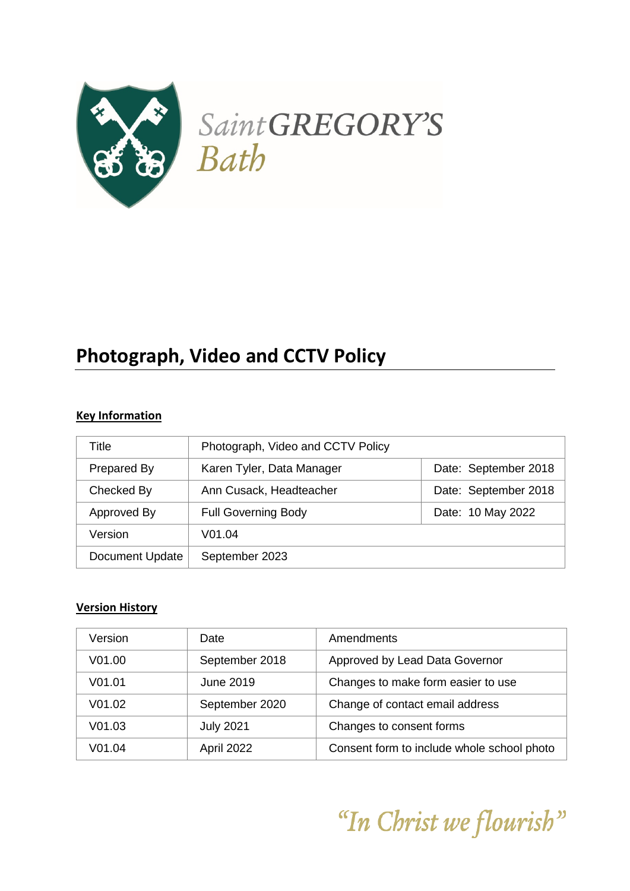SaintGREGORY'S
Bath

# Photograph, Video and CCTV Policy

**Key Information**

| | | |
|---|---|---|
| Title | Photograph, Video and CCTV Policy | |
| Prepared By | Karen Tyler, Data Manager | Date: September 2018 |
| Checked By | Ann Cusack, Headteacher | Date: September 2018 |
| Approved By | Full Governing Body | Date: 10 May 2022 |
| Version | V01.04 | |
| Document Update | September 2023 | |

**Version History**

| Version | Date | Amendments |
|---|---|---|
| V01.00 | September 2018 | Approved by Lead Data Governor |
| V01.01 | June 2019 | Changes to make form easier to use |
| V01.02 | September 2020 | Change of contact email address |
| V01.03 | July 2021 | Changes to consent forms |
| V01.04 | April 2022 | Consent form to include whole school photo |

*"In Christ we flourish"*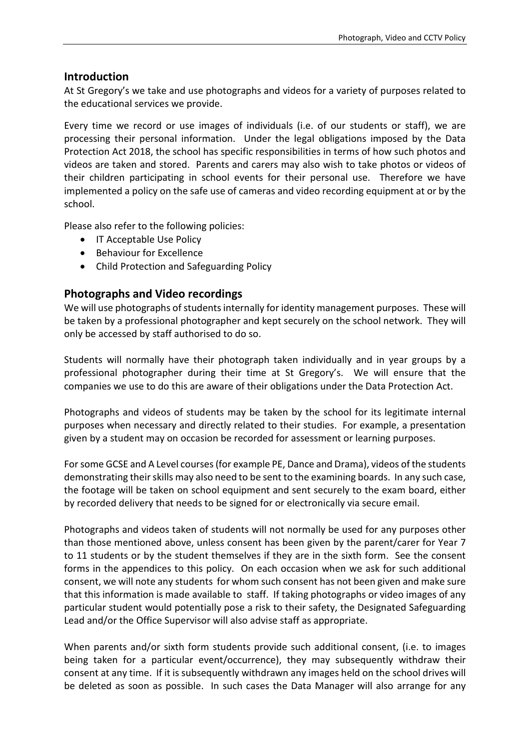## Introduction

At St Gregory's we take and use photographs and videos for a variety of purposes related to the educational services we provide.

Every time we record or use images of individuals (i.e. of our students or staff), we are processing their personal information. Under the legal obligations imposed by the Data Protection Act 2018, the school has specific responsibilities in terms of how such photos and videos are taken and stored. Parents and carers may also wish to take photos or videos of their children participating in school events for their personal use. Therefore we have implemented a policy on the safe use of cameras and video recording equipment at or by the school.

Please also refer to the following policies:

- IT Acceptable Use Policy
- Behaviour for Excellence
- Child Protection and Safeguarding Policy

## Photographs and Video recordings

We will use photographs of students internally for identity management purposes. These will be taken by a professional photographer and kept securely on the school network. They will only be accessed by staff authorised to do so.

Students will normally have their photograph taken individually and in year groups by a professional photographer during their time at St Gregory's. We will ensure that the companies we use to do this are aware of their obligations under the Data Protection Act.

Photographs and videos of students may be taken by the school for its legitimate internal purposes when necessary and directly related to their studies. For example, a presentation given by a student may on occasion be recorded for assessment or learning purposes.

For some GCSE and A Level courses (for example PE, Dance and Drama), videos of the students demonstrating their skills may also need to be sent to the examining boards. In any such case, the footage will be taken on school equipment and sent securely to the exam board, either by recorded delivery that needs to be signed for or electronically via secure email.

Photographs and videos taken of students will not normally be used for any purposes other than those mentioned above, unless consent has been given by the parent/carer for Year 7 to 11 students or by the student themselves if they are in the sixth form. See the consent forms in the appendices to this policy. On each occasion when we ask for such additional consent, we will note any students for whom such consent has not been given and make sure that this information is made available to staff. If taking photographs or video images of any particular student would potentially pose a risk to their safety, the Designated Safeguarding Lead and/or the Office Supervisor will also advise staff as appropriate.

When parents and/or sixth form students provide such additional consent, (i.e. to images being taken for a particular event/occurrence), they may subsequently withdraw their consent at any time. If it is subsequently withdrawn any images held on the school drives will be deleted as soon as possible. In such cases the Data Manager will also arrange for any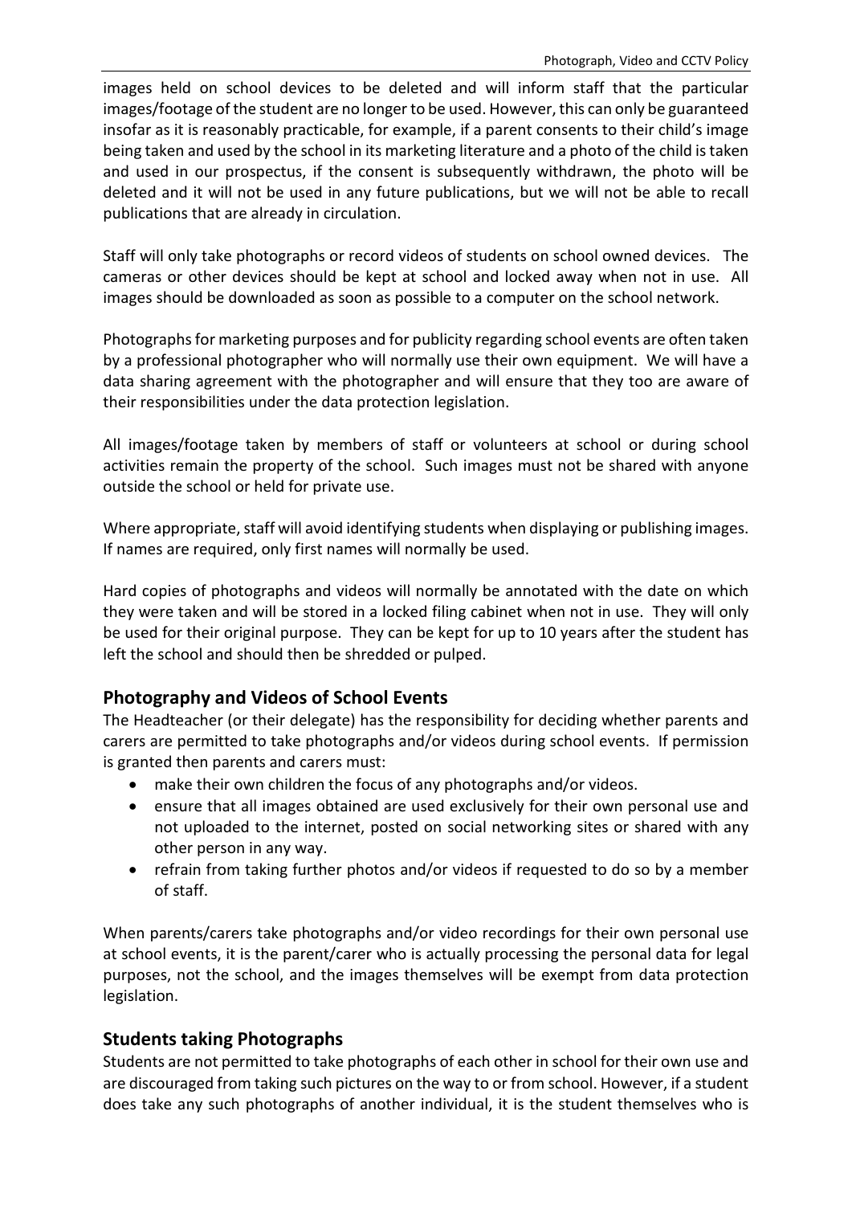images held on school devices to be deleted and will inform staff that the particular images/footage of the student are no longer to be used. However, this can only be guaranteed insofar as it is reasonably practicable, for example, if a parent consents to their child's image being taken and used by the school in its marketing literature and a photo of the child is taken and used in our prospectus, if the consent is subsequently withdrawn, the photo will be deleted and it will not be used in any future publications, but we will not be able to recall publications that are already in circulation.

Staff will only take photographs or record videos of students on school owned devices. The cameras or other devices should be kept at school and locked away when not in use. All images should be downloaded as soon as possible to a computer on the school network.

Photographs for marketing purposes and for publicity regarding school events are often taken by a professional photographer who will normally use their own equipment. We will have a data sharing agreement with the photographer and will ensure that they too are aware of their responsibilities under the data protection legislation.

All images/footage taken by members of staff or volunteers at school or during school activities remain the property of the school. Such images must not be shared with anyone outside the school or held for private use.

Where appropriate, staff will avoid identifying students when displaying or publishing images. If names are required, only first names will normally be used.

Hard copies of photographs and videos will normally be annotated with the date on which they were taken and will be stored in a locked filing cabinet when not in use. They will only be used for their original purpose. They can be kept for up to 10 years after the student has left the school and should then be shredded or pulped.

## Photography and Videos of School Events

The Headteacher (or their delegate) has the responsibility for deciding whether parents and carers are permitted to take photographs and/or videos during school events. If permission is granted then parents and carers must:

- make their own children the focus of any photographs and/or videos.
- ensure that all images obtained are used exclusively for their own personal use and not uploaded to the internet, posted on social networking sites or shared with any other person in any way.
- refrain from taking further photos and/or videos if requested to do so by a member of staff.

When parents/carers take photographs and/or video recordings for their own personal use at school events, it is the parent/carer who is actually processing the personal data for legal purposes, not the school, and the images themselves will be exempt from data protection legislation.

## Students taking Photographs

Students are not permitted to take photographs of each other in school for their own use and are discouraged from taking such pictures on the way to or from school. However, if a student does take any such photographs of another individual, it is the student themselves who is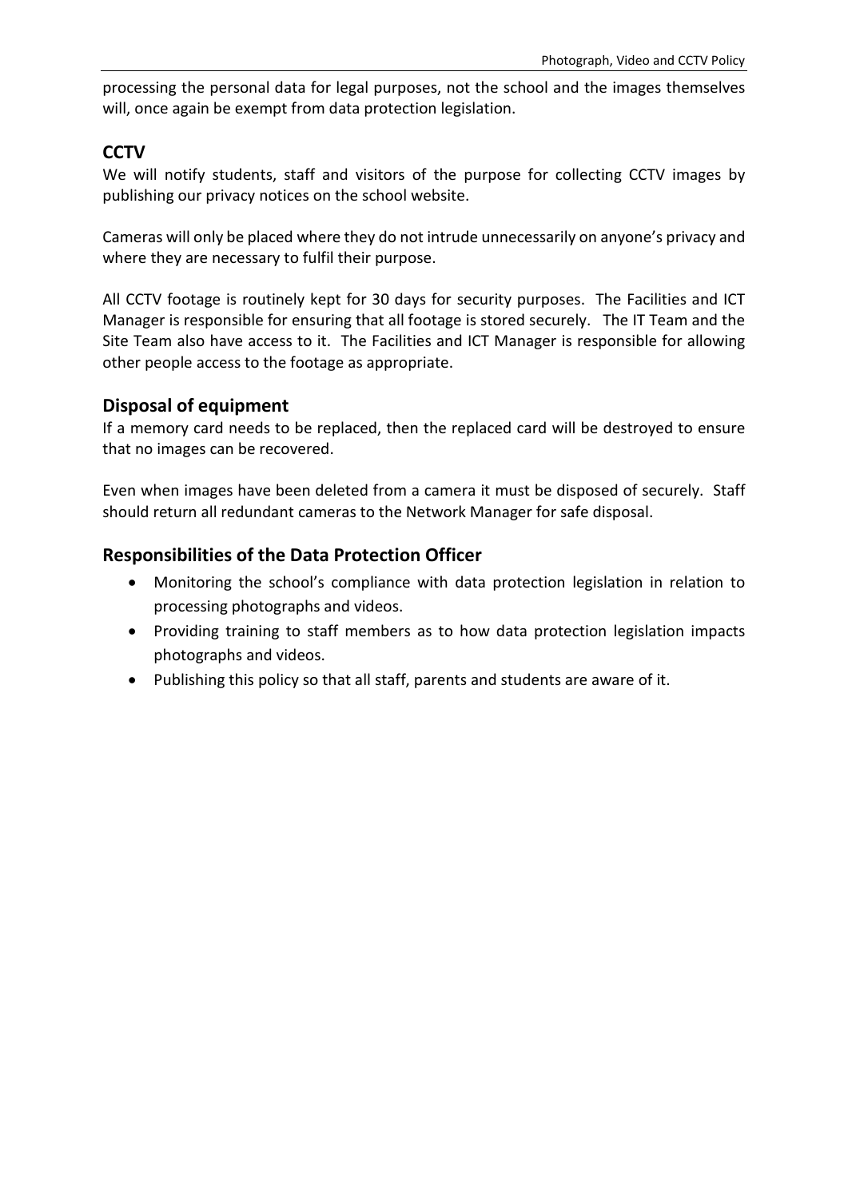processing the personal data for legal purposes, not the school and the images themselves will, once again be exempt from data protection legislation.

## CCTV

We will notify students, staff and visitors of the purpose for collecting CCTV images by publishing our privacy notices on the school website.

Cameras will only be placed where they do not intrude unnecessarily on anyone's privacy and where they are necessary to fulfil their purpose.

All CCTV footage is routinely kept for 30 days for security purposes. The Facilities and ICT Manager is responsible for ensuring that all footage is stored securely. The IT Team and the Site Team also have access to it. The Facilities and ICT Manager is responsible for allowing other people access to the footage as appropriate.

## Disposal of equipment

If a memory card needs to be replaced, then the replaced card will be destroyed to ensure that no images can be recovered.

Even when images have been deleted from a camera it must be disposed of securely. Staff should return all redundant cameras to the Network Manager for safe disposal.

## Responsibilities of the Data Protection Officer

- Monitoring the school's compliance with data protection legislation in relation to processing photographs and videos.
- Providing training to staff members as to how data protection legislation impacts photographs and videos.
- Publishing this policy so that all staff, parents and students are aware of it.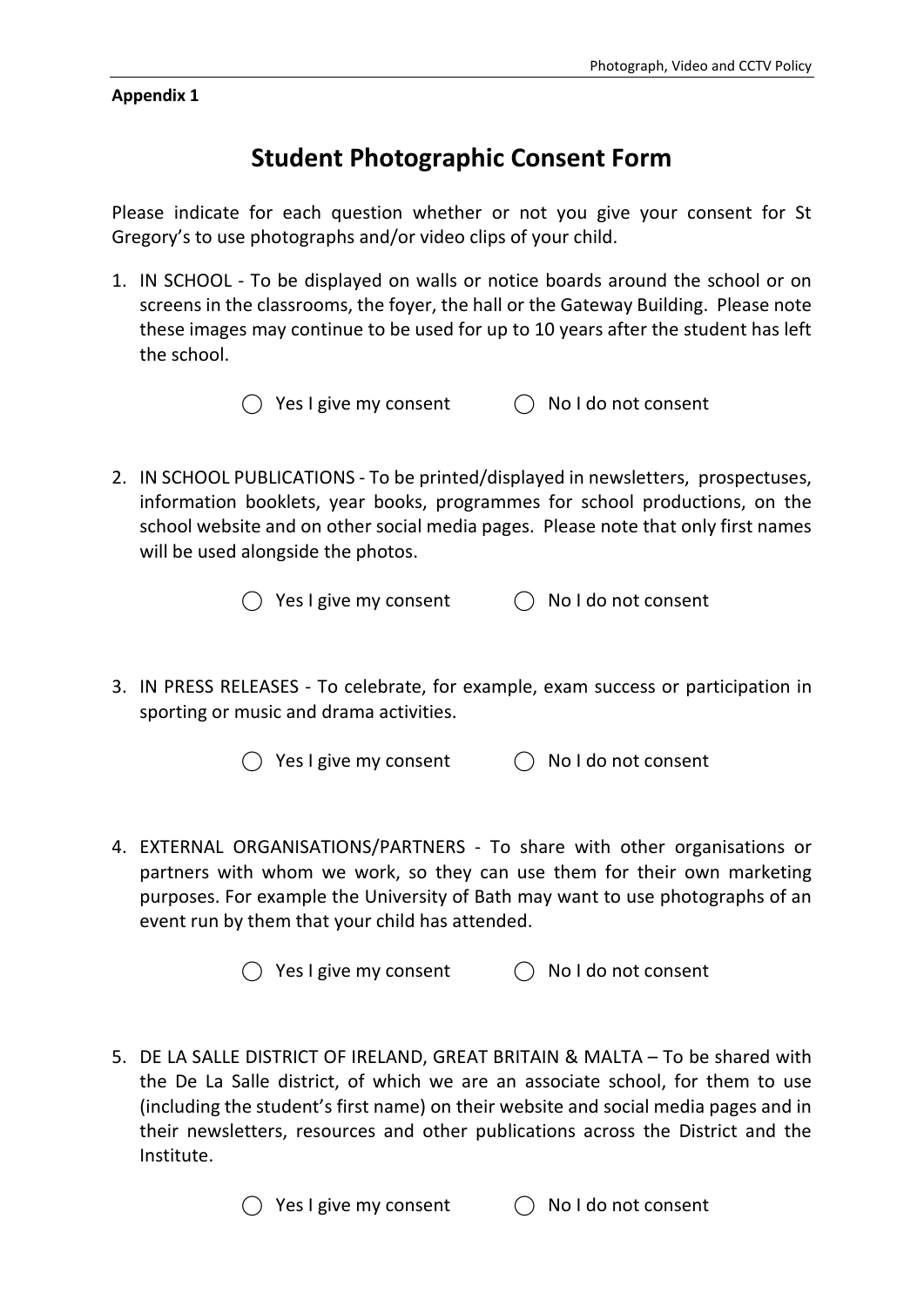**Appendix 1**

# Student Photographic Consent Form

Please indicate for each question whether or not you give your consent for St Gregory's to use photographs and/or video clips of your child.

1. IN SCHOOL - To be displayed on walls or notice boards around the school or on screens in the classrooms, the foyer, the hall or the Gateway Building. Please note these images may continue to be used for up to 10 years after the student has left the school.

   ◯ Yes I give my consent ◯ No I do not consent

2. IN SCHOOL PUBLICATIONS - To be printed/displayed in newsletters, prospectuses, information booklets, year books, programmes for school productions, on the school website and on other social media pages. Please note that only first names will be used alongside the photos.

   ◯ Yes I give my consent ◯ No I do not consent

3. IN PRESS RELEASES - To celebrate, for example, exam success or participation in sporting or music and drama activities.

   ◯ Yes I give my consent ◯ No I do not consent

4. EXTERNAL ORGANISATIONS/PARTNERS - To share with other organisations or partners with whom we work, so they can use them for their own marketing purposes. For example the University of Bath may want to use photographs of an event run by them that your child has attended.

   ◯ Yes I give my consent ◯ No I do not consent

5. DE LA SALLE DISTRICT OF IRELAND, GREAT BRITAIN & MALTA – To be shared with the De La Salle district, of which we are an associate school, for them to use (including the student's first name) on their website and social media pages and in their newsletters, resources and other publications across the District and the Institute.

   ◯ Yes I give my consent ◯ No I do not consent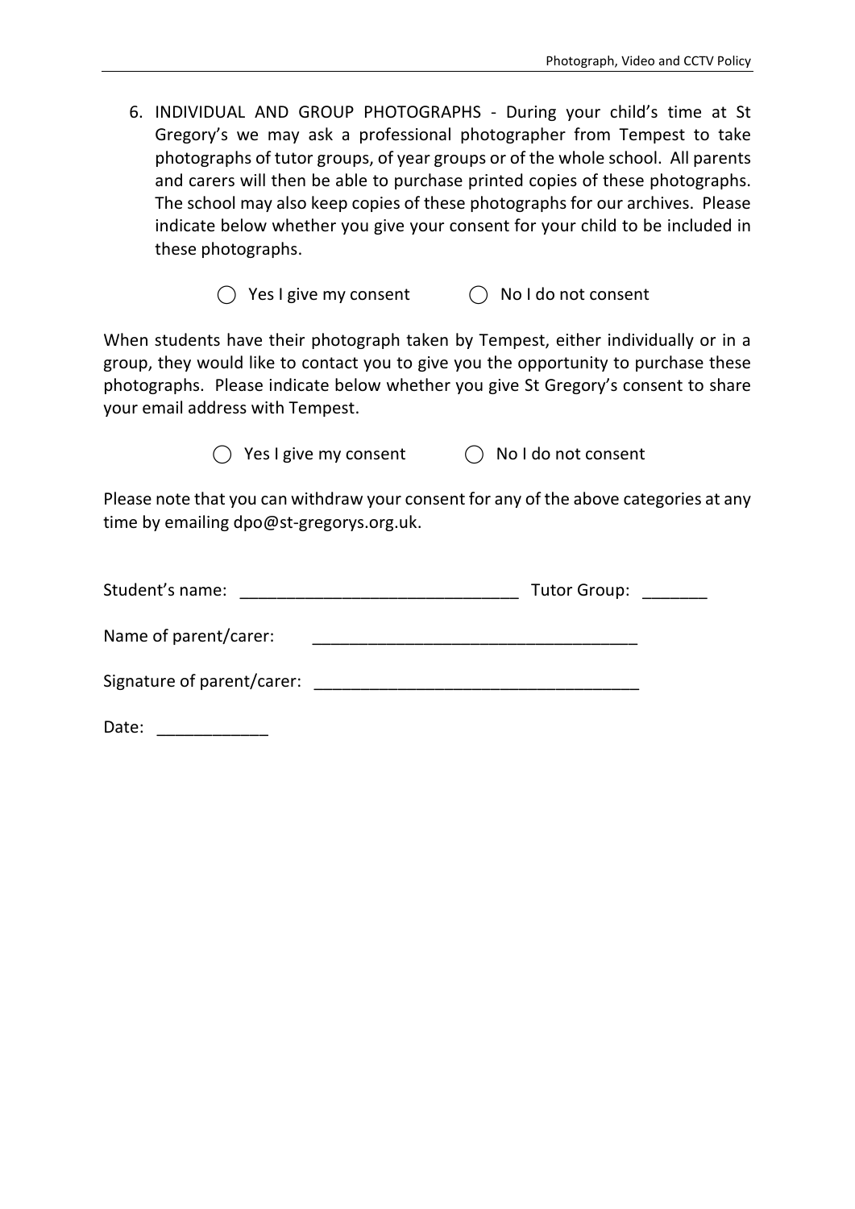6. INDIVIDUAL AND GROUP PHOTOGRAPHS - During your child's time at St Gregory's we may ask a professional photographer from Tempest to take photographs of tutor groups, of year groups or of the whole school. All parents and carers will then be able to purchase printed copies of these photographs. The school may also keep copies of these photographs for our archives. Please indicate below whether you give your consent for your child to be included in these photographs.

◯ Yes I give my consent ◯ No I do not consent

When students have their photograph taken by Tempest, either individually or in a group, they would like to contact you to give you the opportunity to purchase these photographs. Please indicate below whether you give St Gregory's consent to share your email address with Tempest.

◯ Yes I give my consent ◯ No I do not consent

Please note that you can withdraw your consent for any of the above categories at any time by emailing dpo@st-gregorys.org.uk.

Student's name: ______________________________ Tutor Group: _______

Name of parent/carer: ___________________________________

Signature of parent/carer: ___________________________________

Date: ____________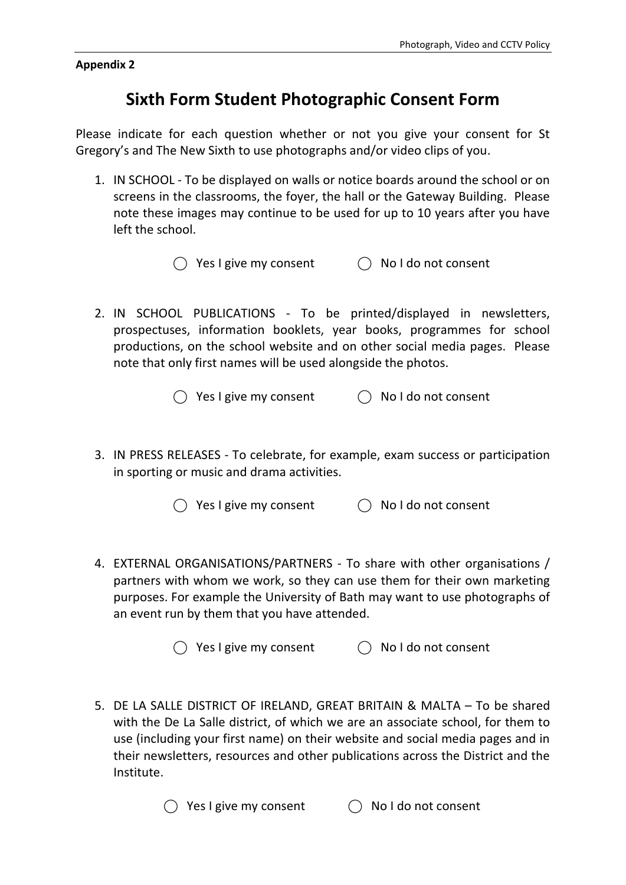**Appendix 2**

# Sixth Form Student Photographic Consent Form

Please indicate for each question whether or not you give your consent for St Gregory's and The New Sixth to use photographs and/or video clips of you.

1. IN SCHOOL - To be displayed on walls or notice boards around the school or on screens in the classrooms, the foyer, the hall or the Gateway Building. Please note these images may continue to be used for up to 10 years after you have left the school.

   ◯ Yes I give my consent ◯ No I do not consent

2. IN SCHOOL PUBLICATIONS - To be printed/displayed in newsletters, prospectuses, information booklets, year books, programmes for school productions, on the school website and on other social media pages. Please note that only first names will be used alongside the photos.

   ◯ Yes I give my consent ◯ No I do not consent

3. IN PRESS RELEASES - To celebrate, for example, exam success or participation in sporting or music and drama activities.

   ◯ Yes I give my consent ◯ No I do not consent

4. EXTERNAL ORGANISATIONS/PARTNERS - To share with other organisations / partners with whom we work, so they can use them for their own marketing purposes. For example the University of Bath may want to use photographs of an event run by them that you have attended.

   ◯ Yes I give my consent ◯ No I do not consent

5. DE LA SALLE DISTRICT OF IRELAND, GREAT BRITAIN & MALTA – To be shared with the De La Salle district, of which we are an associate school, for them to use (including your first name) on their website and social media pages and in their newsletters, resources and other publications across the District and the Institute.

   ◯ Yes I give my consent ◯ No I do not consent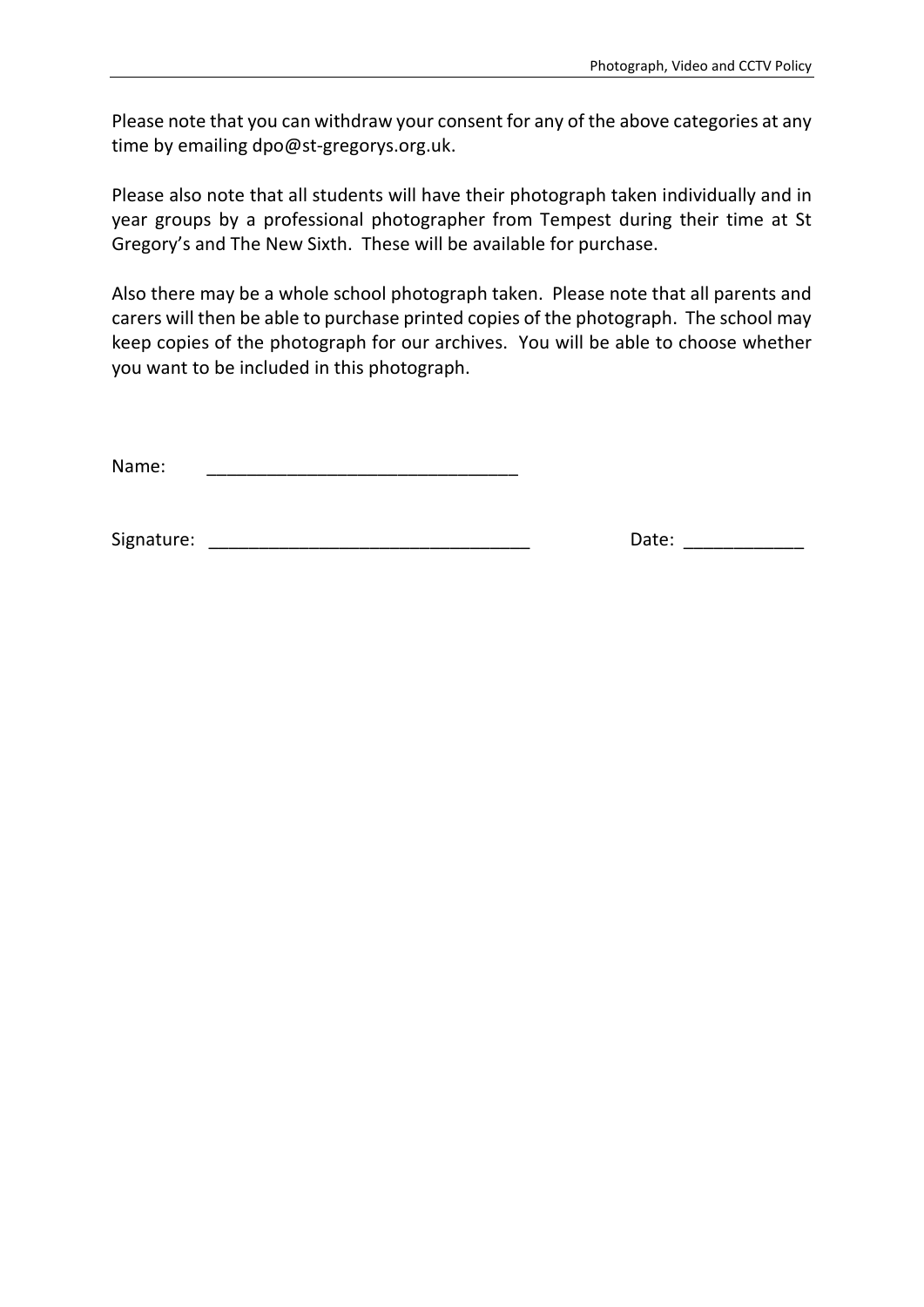Please note that you can withdraw your consent for any of the above categories at any time by emailing dpo@st-gregorys.org.uk.

Please also note that all students will have their photograph taken individually and in year groups by a professional photographer from Tempest during their time at St Gregory's and The New Sixth. These will be available for purchase.

Also there may be a whole school photograph taken. Please note that all parents and carers will then be able to purchase printed copies of the photograph. The school may keep copies of the photograph for our archives. You will be able to choose whether you want to be included in this photograph.

Name: _______________________________

Signature: ________________________________ Date: ____________